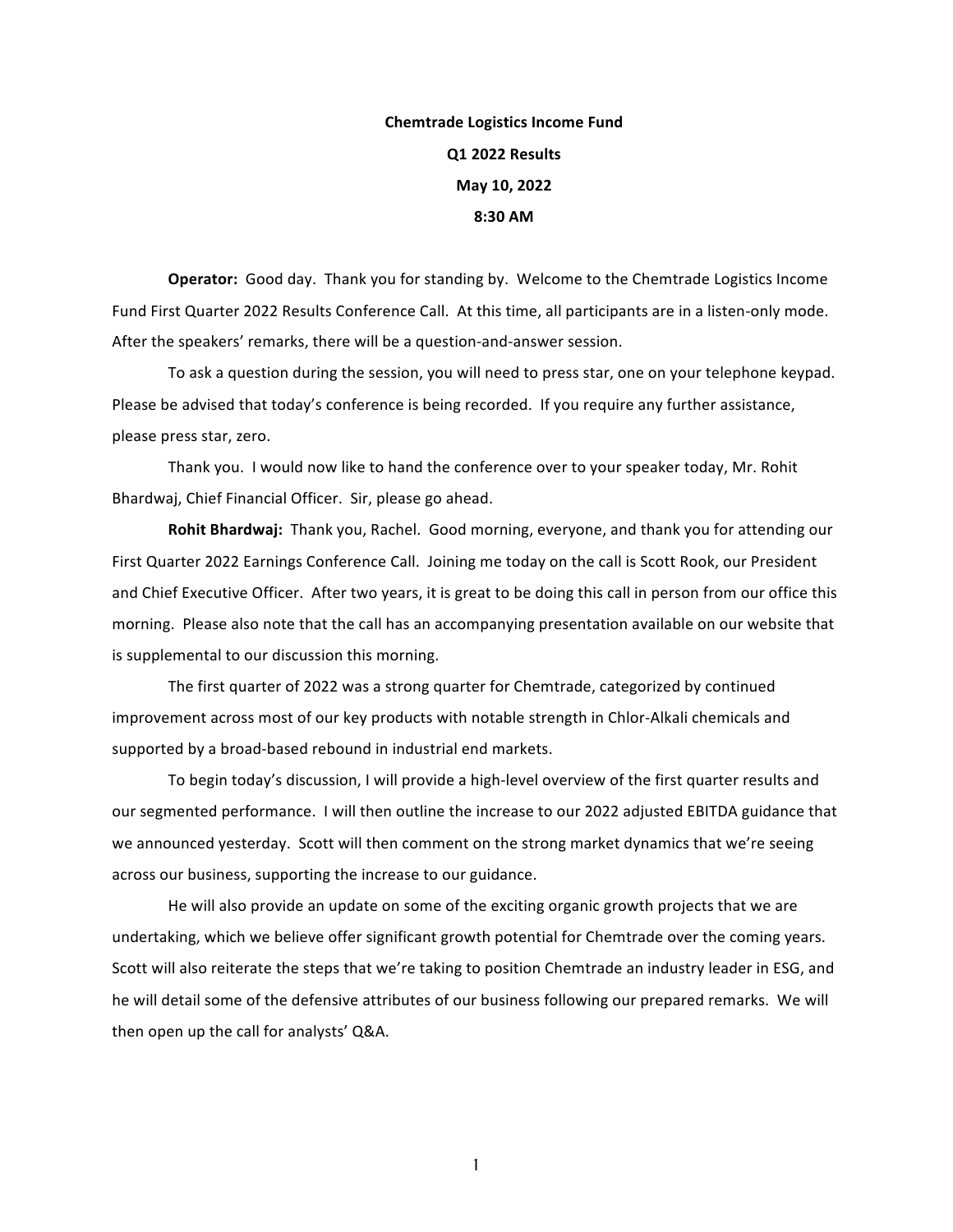**Chemtrade Logistics Income Fund**

**Q1 2022 Results**

**May 10, 2022**

**8:30 AM**

**Operator:** Good day. Thank you for standing by. Welcome to the Chemtrade Logistics Income Fund First Quarter 2022 Results Conference Call. At this time, all participants are in a listen-only mode. After the speakers' remarks, there will be a question-and-answer session.

To ask a question during the session, you will need to press star, one on your telephone keypad. Please be advised that today's conference is being recorded. If you require any further assistance, please press star, zero.

Thank you. I would now like to hand the conference over to your speaker today, Mr. Rohit Bhardwaj, Chief Financial Officer. Sir, please go ahead.

**Rohit Bhardwaj:** Thank you, Rachel. Good morning, everyone, and thank you for attending our First Quarter 2022 Earnings Conference Call. Joining me today on the call is Scott Rook, our President and Chief Executive Officer. After two years, it is great to be doing this call in person from our office this morning. Please also note that the call has an accompanying presentation available on our website that is supplemental to our discussion this morning.

The first quarter of 2022 was a strong quarter for Chemtrade, categorized by continued improvement across most of our key products with notable strength in Chlor-Alkali chemicals and supported by a broad-based rebound in industrial end markets.

To begin today's discussion, I will provide a high-level overview of the first quarter results and our segmented performance. I will then outline the increase to our 2022 adjusted EBITDA guidance that we announced yesterday. Scott will then comment on the strong market dynamics that we're seeing across our business, supporting the increase to our guidance.

He will also provide an update on some of the exciting organic growth projects that we are undertaking, which we believe offer significant growth potential for Chemtrade over the coming years. Scott will also reiterate the steps that we're taking to position Chemtrade an industry leader in ESG, and he will detail some of the defensive attributes of our business following our prepared remarks. We will then open up the call for analysts' Q&A.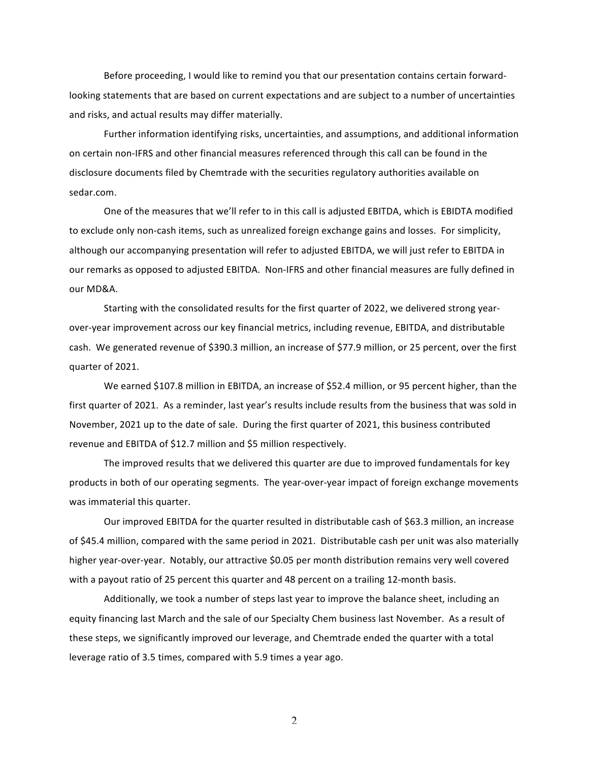Before proceeding, I would like to remind you that our presentation contains certain forward-looking statements that are based on current expectations and are subject to a number of uncertainties and risks, and actual results may differ materially.

Further information identifying risks, uncertainties, and assumptions, and additional information on certain non-IFRS and other financial measures referenced through this call can be found in the disclosure documents filed by Chemtrade with the securities regulatory authorities available on sedar.com.

One of the measures that we'll refer to in this call is adjusted EBITDA, which is EBIDTA modified to exclude only non-cash items, such as unrealized foreign exchange gains and losses. For simplicity, although our accompanying presentation will refer to adjusted EBITDA, we will just refer to EBITDA in our remarks as opposed to adjusted EBITDA. Non-IFRS and other financial measures are fully defined in our MD&A.

Starting with the consolidated results for the first quarter of 2022, we delivered strong year-over-year improvement across our key financial metrics, including revenue, EBITDA, and distributable cash. We generated revenue of $390.3 million, an increase of $77.9 million, or 25 percent, over the first quarter of 2021.

We earned $107.8 million in EBITDA, an increase of $52.4 million, or 95 percent higher, than the first quarter of 2021. As a reminder, last year's results include results from the business that was sold in November, 2021 up to the date of sale. During the first quarter of 2021, this business contributed revenue and EBITDA of $12.7 million and $5 million respectively.

The improved results that we delivered this quarter are due to improved fundamentals for key products in both of our operating segments. The year-over-year impact of foreign exchange movements was immaterial this quarter.

Our improved EBITDA for the quarter resulted in distributable cash of $63.3 million, an increase of $45.4 million, compared with the same period in 2021. Distributable cash per unit was also materially higher year-over-year. Notably, our attractive $0.05 per month distribution remains very well covered with a payout ratio of 25 percent this quarter and 48 percent on a trailing 12-month basis.

Additionally, we took a number of steps last year to improve the balance sheet, including an equity financing last March and the sale of our Specialty Chem business last November. As a result of these steps, we significantly improved our leverage, and Chemtrade ended the quarter with a total leverage ratio of 3.5 times, compared with 5.9 times a year ago.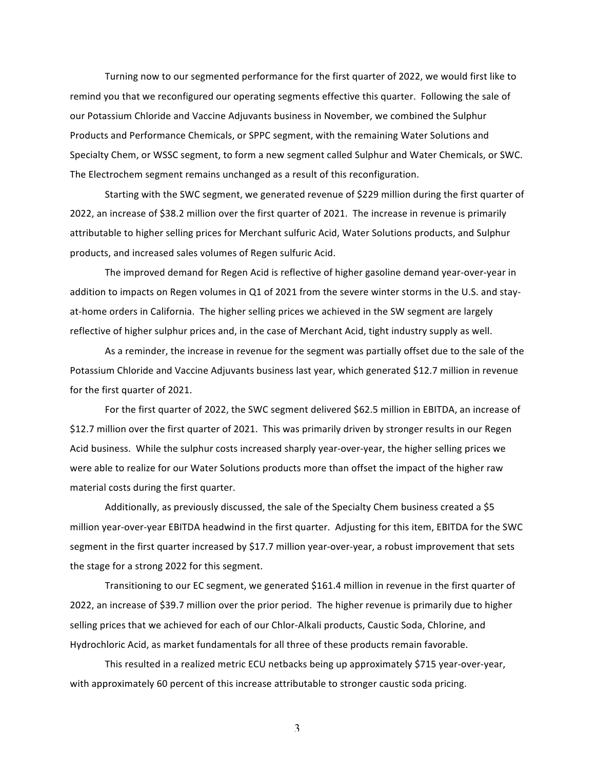Turning now to our segmented performance for the first quarter of 2022, we would first like to remind you that we reconfigured our operating segments effective this quarter. Following the sale of our Potassium Chloride and Vaccine Adjuvants business in November, we combined the Sulphur Products and Performance Chemicals, or SPPC segment, with the remaining Water Solutions and Specialty Chem, or WSSC segment, to form a new segment called Sulphur and Water Chemicals, or SWC. The Electrochem segment remains unchanged as a result of this reconfiguration.

Starting with the SWC segment, we generated revenue of $229 million during the first quarter of 2022, an increase of $38.2 million over the first quarter of 2021. The increase in revenue is primarily attributable to higher selling prices for Merchant sulfuric Acid, Water Solutions products, and Sulphur products, and increased sales volumes of Regen sulfuric Acid.

The improved demand for Regen Acid is reflective of higher gasoline demand year-over-year in addition to impacts on Regen volumes in Q1 of 2021 from the severe winter storms in the U.S. and stay-at-home orders in California. The higher selling prices we achieved in the SW segment are largely reflective of higher sulphur prices and, in the case of Merchant Acid, tight industry supply as well.

As a reminder, the increase in revenue for the segment was partially offset due to the sale of the Potassium Chloride and Vaccine Adjuvants business last year, which generated $12.7 million in revenue for the first quarter of 2021.

For the first quarter of 2022, the SWC segment delivered $62.5 million in EBITDA, an increase of $12.7 million over the first quarter of 2021. This was primarily driven by stronger results in our Regen Acid business. While the sulphur costs increased sharply year-over-year, the higher selling prices we were able to realize for our Water Solutions products more than offset the impact of the higher raw material costs during the first quarter.

Additionally, as previously discussed, the sale of the Specialty Chem business created a $5 million year-over-year EBITDA headwind in the first quarter. Adjusting for this item, EBITDA for the SWC segment in the first quarter increased by $17.7 million year-over-year, a robust improvement that sets the stage for a strong 2022 for this segment.

Transitioning to our EC segment, we generated $161.4 million in revenue in the first quarter of 2022, an increase of $39.7 million over the prior period. The higher revenue is primarily due to higher selling prices that we achieved for each of our Chlor-Alkali products, Caustic Soda, Chlorine, and Hydrochloric Acid, as market fundamentals for all three of these products remain favorable.

This resulted in a realized metric ECU netbacks being up approximately $715 year-over-year, with approximately 60 percent of this increase attributable to stronger caustic soda pricing.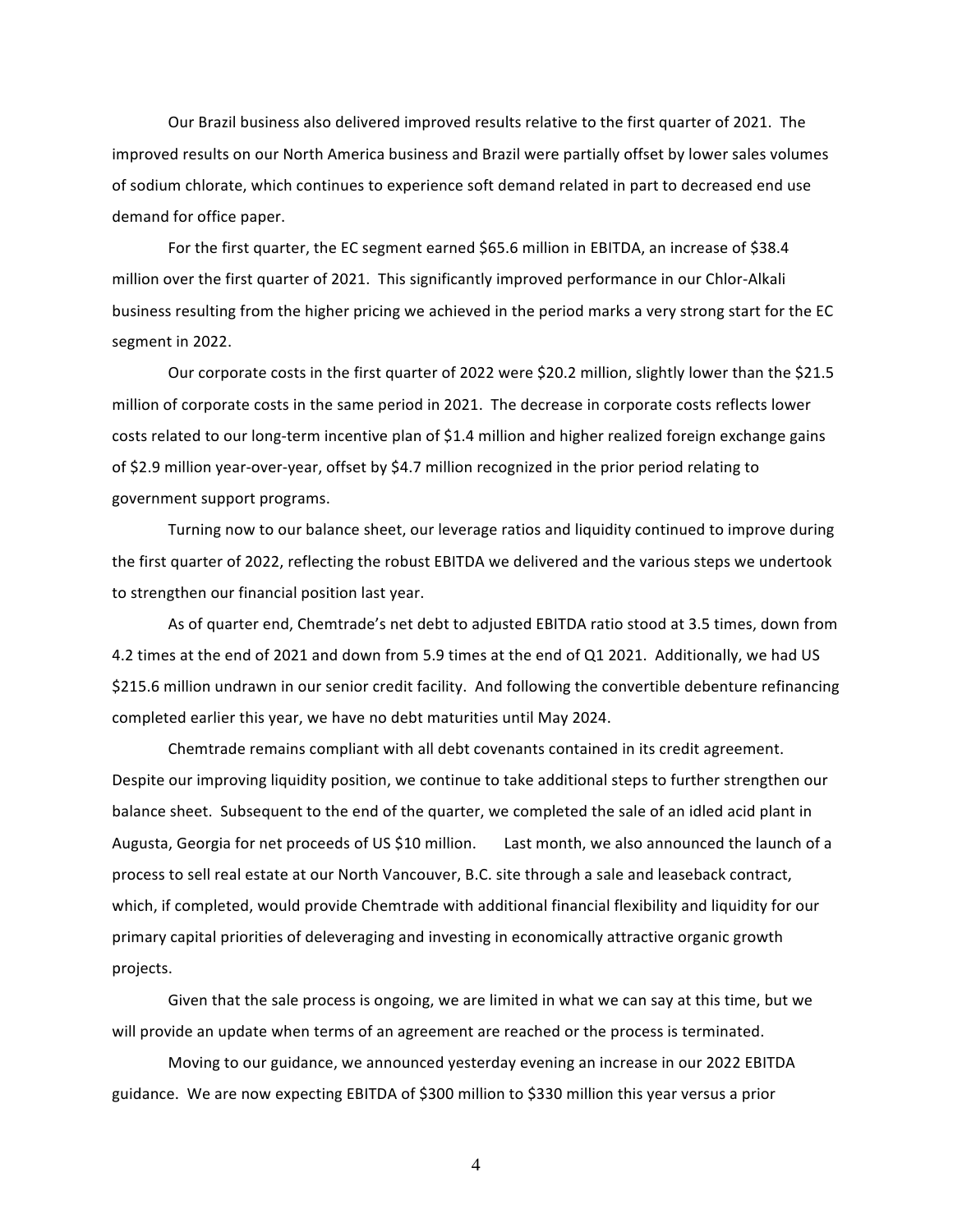Our Brazil business also delivered improved results relative to the first quarter of 2021. The improved results on our North America business and Brazil were partially offset by lower sales volumes of sodium chlorate, which continues to experience soft demand related in part to decreased end use demand for office paper.

For the first quarter, the EC segment earned $65.6 million in EBITDA, an increase of $38.4 million over the first quarter of 2021. This significantly improved performance in our Chlor-Alkali business resulting from the higher pricing we achieved in the period marks a very strong start for the EC segment in 2022.

Our corporate costs in the first quarter of 2022 were $20.2 million, slightly lower than the $21.5 million of corporate costs in the same period in 2021. The decrease in corporate costs reflects lower costs related to our long-term incentive plan of $1.4 million and higher realized foreign exchange gains of $2.9 million year-over-year, offset by $4.7 million recognized in the prior period relating to government support programs.

Turning now to our balance sheet, our leverage ratios and liquidity continued to improve during the first quarter of 2022, reflecting the robust EBITDA we delivered and the various steps we undertook to strengthen our financial position last year.

As of quarter end, Chemtrade's net debt to adjusted EBITDA ratio stood at 3.5 times, down from 4.2 times at the end of 2021 and down from 5.9 times at the end of Q1 2021. Additionally, we had US $215.6 million undrawn in our senior credit facility. And following the convertible debenture refinancing completed earlier this year, we have no debt maturities until May 2024.

Chemtrade remains compliant with all debt covenants contained in its credit agreement. Despite our improving liquidity position, we continue to take additional steps to further strengthen our balance sheet. Subsequent to the end of the quarter, we completed the sale of an idled acid plant in Augusta, Georgia for net proceeds of US $10 million. Last month, we also announced the launch of a process to sell real estate at our North Vancouver, B.C. site through a sale and leaseback contract, which, if completed, would provide Chemtrade with additional financial flexibility and liquidity for our primary capital priorities of deleveraging and investing in economically attractive organic growth projects.

Given that the sale process is ongoing, we are limited in what we can say at this time, but we will provide an update when terms of an agreement are reached or the process is terminated.

Moving to our guidance, we announced yesterday evening an increase in our 2022 EBITDA guidance. We are now expecting EBITDA of $300 million to $330 million this year versus a prior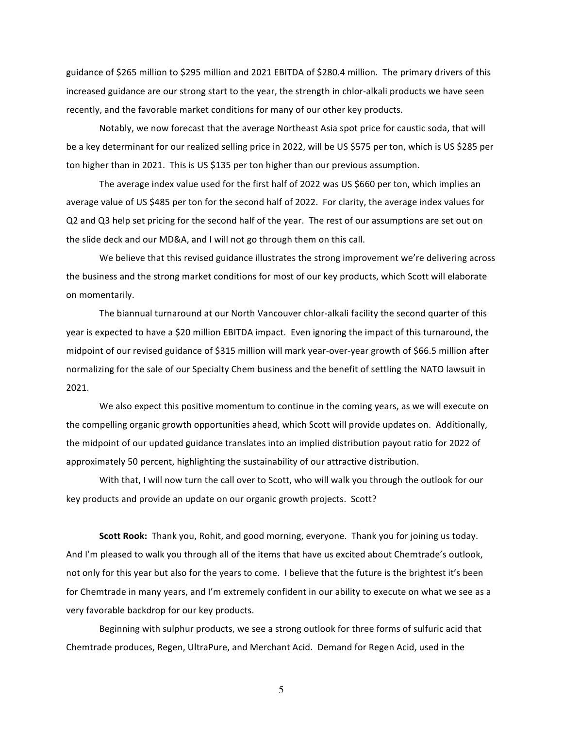guidance of $265 million to $295 million and 2021 EBITDA of $280.4 million. The primary drivers of this increased guidance are our strong start to the year, the strength in chlor-alkali products we have seen recently, and the favorable market conditions for many of our other key products.

Notably, we now forecast that the average Northeast Asia spot price for caustic soda, that will be a key determinant for our realized selling price in 2022, will be US $575 per ton, which is US $285 per ton higher than in 2021. This is US $135 per ton higher than our previous assumption.

The average index value used for the first half of 2022 was US $660 per ton, which implies an average value of US $485 per ton for the second half of 2022. For clarity, the average index values for Q2 and Q3 help set pricing for the second half of the year. The rest of our assumptions are set out on the slide deck and our MD&A, and I will not go through them on this call.

We believe that this revised guidance illustrates the strong improvement we're delivering across the business and the strong market conditions for most of our key products, which Scott will elaborate on momentarily.

The biannual turnaround at our North Vancouver chlor-alkali facility the second quarter of this year is expected to have a $20 million EBITDA impact. Even ignoring the impact of this turnaround, the midpoint of our revised guidance of $315 million will mark year-over-year growth of $66.5 million after normalizing for the sale of our Specialty Chem business and the benefit of settling the NATO lawsuit in 2021.

We also expect this positive momentum to continue in the coming years, as we will execute on the compelling organic growth opportunities ahead, which Scott will provide updates on. Additionally, the midpoint of our updated guidance translates into an implied distribution payout ratio for 2022 of approximately 50 percent, highlighting the sustainability of our attractive distribution.

With that, I will now turn the call over to Scott, who will walk you through the outlook for our key products and provide an update on our organic growth projects. Scott?

**Scott Rook:** Thank you, Rohit, and good morning, everyone. Thank you for joining us today. And I'm pleased to walk you through all of the items that have us excited about Chemtrade's outlook, not only for this year but also for the years to come. I believe that the future is the brightest it's been for Chemtrade in many years, and I'm extremely confident in our ability to execute on what we see as a very favorable backdrop for our key products.

Beginning with sulphur products, we see a strong outlook for three forms of sulfuric acid that Chemtrade produces, Regen, UltraPure, and Merchant Acid. Demand for Regen Acid, used in the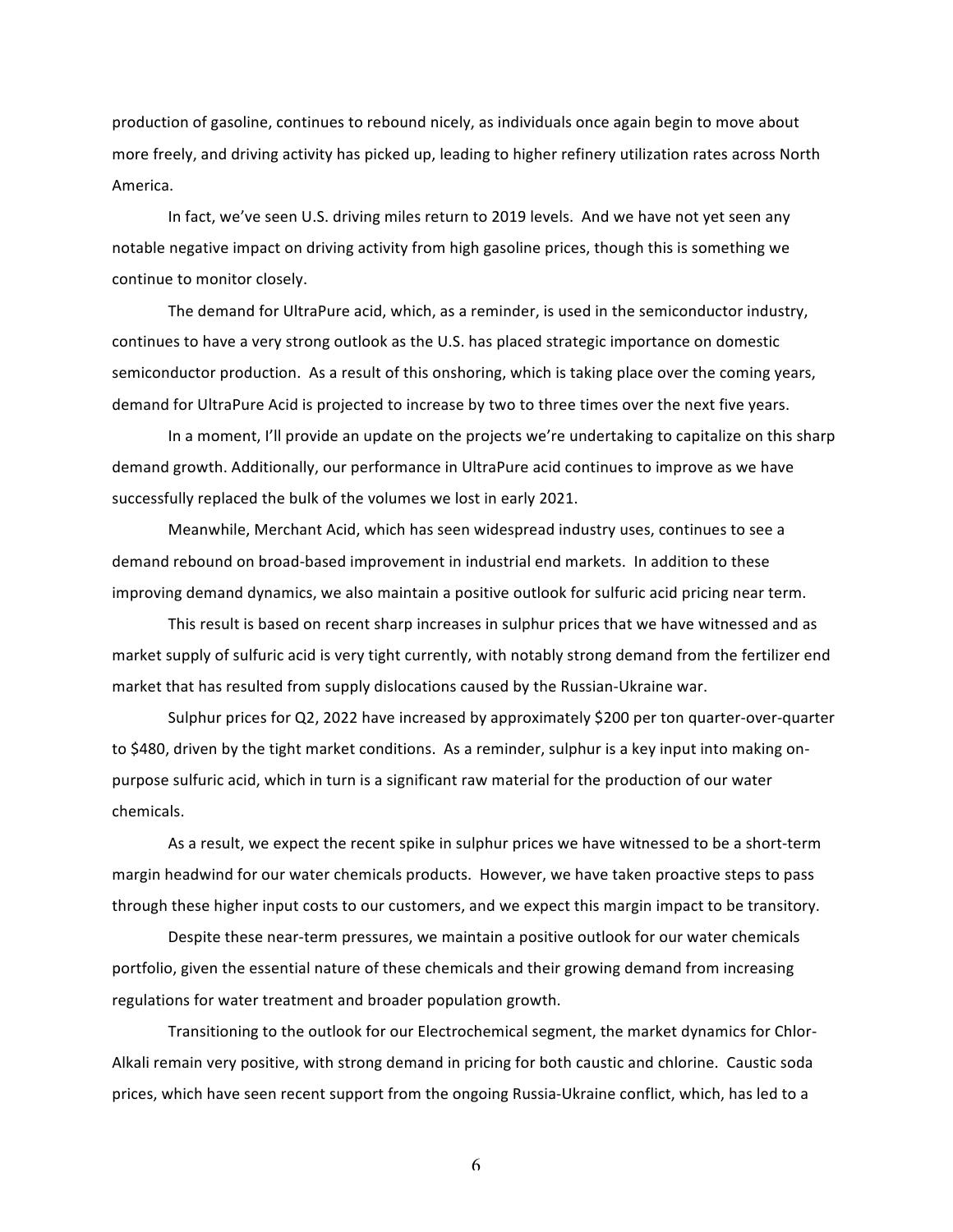production of gasoline, continues to rebound nicely, as individuals once again begin to move about more freely, and driving activity has picked up, leading to higher refinery utilization rates across North America.

In fact, we've seen U.S. driving miles return to 2019 levels. And we have not yet seen any notable negative impact on driving activity from high gasoline prices, though this is something we continue to monitor closely.

The demand for UltraPure acid, which, as a reminder, is used in the semiconductor industry, continues to have a very strong outlook as the U.S. has placed strategic importance on domestic semiconductor production. As a result of this onshoring, which is taking place over the coming years, demand for UltraPure Acid is projected to increase by two to three times over the next five years.

In a moment, I'll provide an update on the projects we're undertaking to capitalize on this sharp demand growth. Additionally, our performance in UltraPure acid continues to improve as we have successfully replaced the bulk of the volumes we lost in early 2021.

Meanwhile, Merchant Acid, which has seen widespread industry uses, continues to see a demand rebound on broad-based improvement in industrial end markets. In addition to these improving demand dynamics, we also maintain a positive outlook for sulfuric acid pricing near term.

This result is based on recent sharp increases in sulphur prices that we have witnessed and as market supply of sulfuric acid is very tight currently, with notably strong demand from the fertilizer end market that has resulted from supply dislocations caused by the Russian-Ukraine war.

Sulphur prices for Q2, 2022 have increased by approximately $200 per ton quarter-over-quarter to $480, driven by the tight market conditions. As a reminder, sulphur is a key input into making on-purpose sulfuric acid, which in turn is a significant raw material for the production of our water chemicals.

As a result, we expect the recent spike in sulphur prices we have witnessed to be a short-term margin headwind for our water chemicals products. However, we have taken proactive steps to pass through these higher input costs to our customers, and we expect this margin impact to be transitory.

Despite these near-term pressures, we maintain a positive outlook for our water chemicals portfolio, given the essential nature of these chemicals and their growing demand from increasing regulations for water treatment and broader population growth.

Transitioning to the outlook for our Electrochemical segment, the market dynamics for Chlor-Alkali remain very positive, with strong demand in pricing for both caustic and chlorine. Caustic soda prices, which have seen recent support from the ongoing Russia-Ukraine conflict, which, has led to a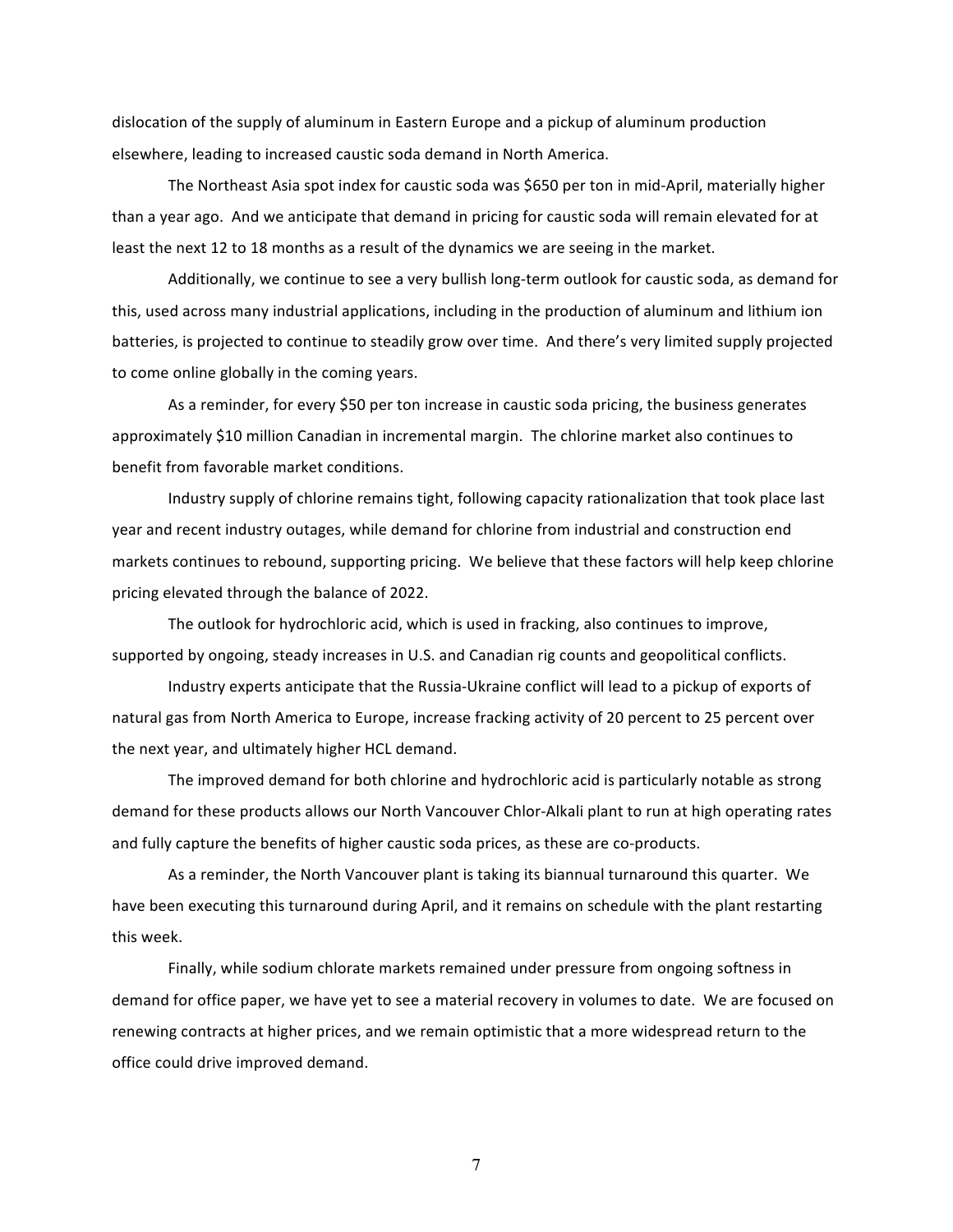dislocation of the supply of aluminum in Eastern Europe and a pickup of aluminum production elsewhere, leading to increased caustic soda demand in North America.

The Northeast Asia spot index for caustic soda was $650 per ton in mid-April, materially higher than a year ago. And we anticipate that demand in pricing for caustic soda will remain elevated for at least the next 12 to 18 months as a result of the dynamics we are seeing in the market.

Additionally, we continue to see a very bullish long-term outlook for caustic soda, as demand for this, used across many industrial applications, including in the production of aluminum and lithium ion batteries, is projected to continue to steadily grow over time. And there's very limited supply projected to come online globally in the coming years.

As a reminder, for every $50 per ton increase in caustic soda pricing, the business generates approximately $10 million Canadian in incremental margin. The chlorine market also continues to benefit from favorable market conditions.

Industry supply of chlorine remains tight, following capacity rationalization that took place last year and recent industry outages, while demand for chlorine from industrial and construction end markets continues to rebound, supporting pricing. We believe that these factors will help keep chlorine pricing elevated through the balance of 2022.

The outlook for hydrochloric acid, which is used in fracking, also continues to improve, supported by ongoing, steady increases in U.S. and Canadian rig counts and geopolitical conflicts.

Industry experts anticipate that the Russia-Ukraine conflict will lead to a pickup of exports of natural gas from North America to Europe, increase fracking activity of 20 percent to 25 percent over the next year, and ultimately higher HCL demand.

The improved demand for both chlorine and hydrochloric acid is particularly notable as strong demand for these products allows our North Vancouver Chlor-Alkali plant to run at high operating rates and fully capture the benefits of higher caustic soda prices, as these are co-products.

As a reminder, the North Vancouver plant is taking its biannual turnaround this quarter. We have been executing this turnaround during April, and it remains on schedule with the plant restarting this week.

Finally, while sodium chlorate markets remained under pressure from ongoing softness in demand for office paper, we have yet to see a material recovery in volumes to date. We are focused on renewing contracts at higher prices, and we remain optimistic that a more widespread return to the office could drive improved demand.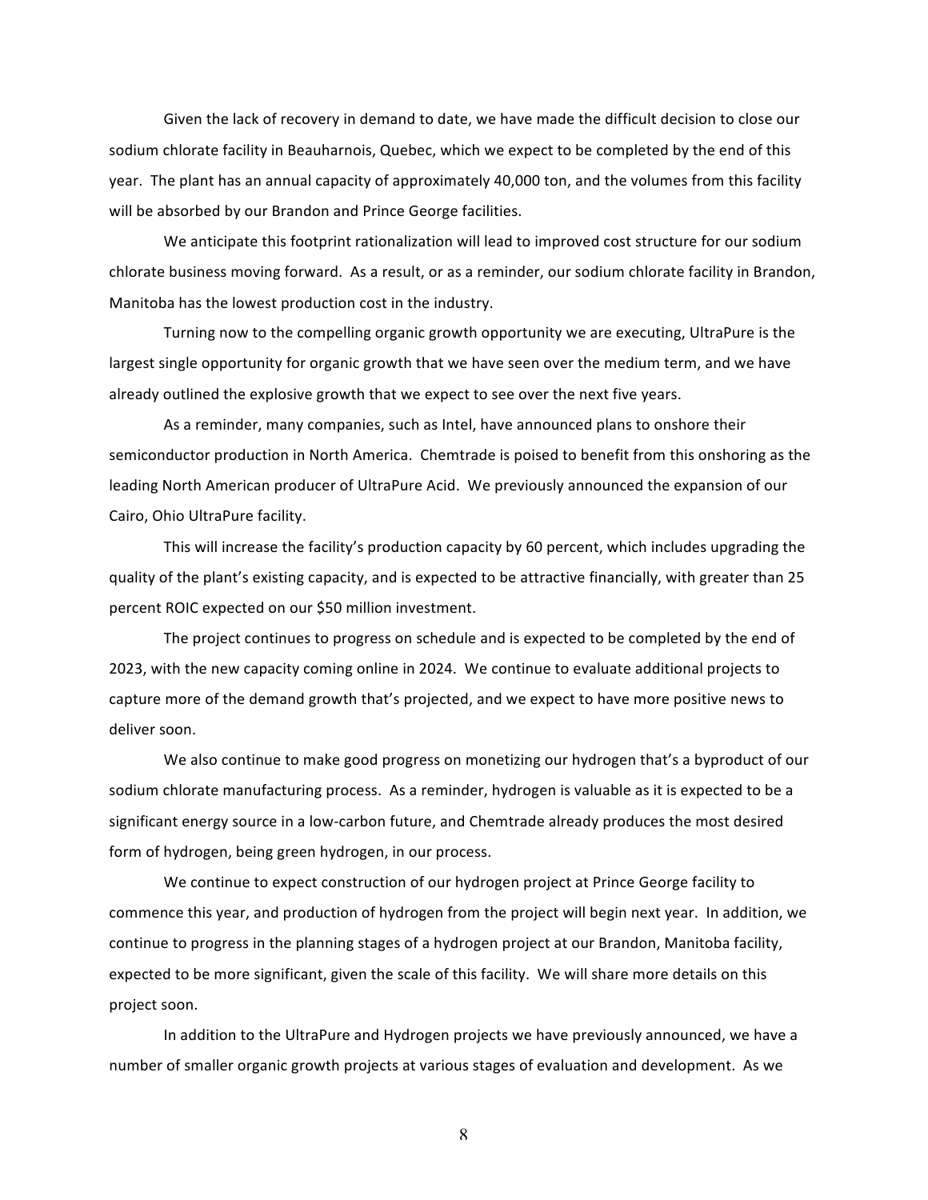Given the lack of recovery in demand to date, we have made the difficult decision to close our sodium chlorate facility in Beauharnois, Quebec, which we expect to be completed by the end of this year. The plant has an annual capacity of approximately 40,000 ton, and the volumes from this facility will be absorbed by our Brandon and Prince George facilities.

We anticipate this footprint rationalization will lead to improved cost structure for our sodium chlorate business moving forward. As a result, or as a reminder, our sodium chlorate facility in Brandon, Manitoba has the lowest production cost in the industry.

Turning now to the compelling organic growth opportunity we are executing, UltraPure is the largest single opportunity for organic growth that we have seen over the medium term, and we have already outlined the explosive growth that we expect to see over the next five years.

As a reminder, many companies, such as Intel, have announced plans to onshore their semiconductor production in North America. Chemtrade is poised to benefit from this onshoring as the leading North American producer of UltraPure Acid. We previously announced the expansion of our Cairo, Ohio UltraPure facility.

This will increase the facility's production capacity by 60 percent, which includes upgrading the quality of the plant's existing capacity, and is expected to be attractive financially, with greater than 25 percent ROIC expected on our $50 million investment.

The project continues to progress on schedule and is expected to be completed by the end of 2023, with the new capacity coming online in 2024. We continue to evaluate additional projects to capture more of the demand growth that's projected, and we expect to have more positive news to deliver soon.

We also continue to make good progress on monetizing our hydrogen that's a byproduct of our sodium chlorate manufacturing process. As a reminder, hydrogen is valuable as it is expected to be a significant energy source in a low-carbon future, and Chemtrade already produces the most desired form of hydrogen, being green hydrogen, in our process.

We continue to expect construction of our hydrogen project at Prince George facility to commence this year, and production of hydrogen from the project will begin next year. In addition, we continue to progress in the planning stages of a hydrogen project at our Brandon, Manitoba facility, expected to be more significant, given the scale of this facility. We will share more details on this project soon.

In addition to the UltraPure and Hydrogen projects we have previously announced, we have a number of smaller organic growth projects at various stages of evaluation and development. As we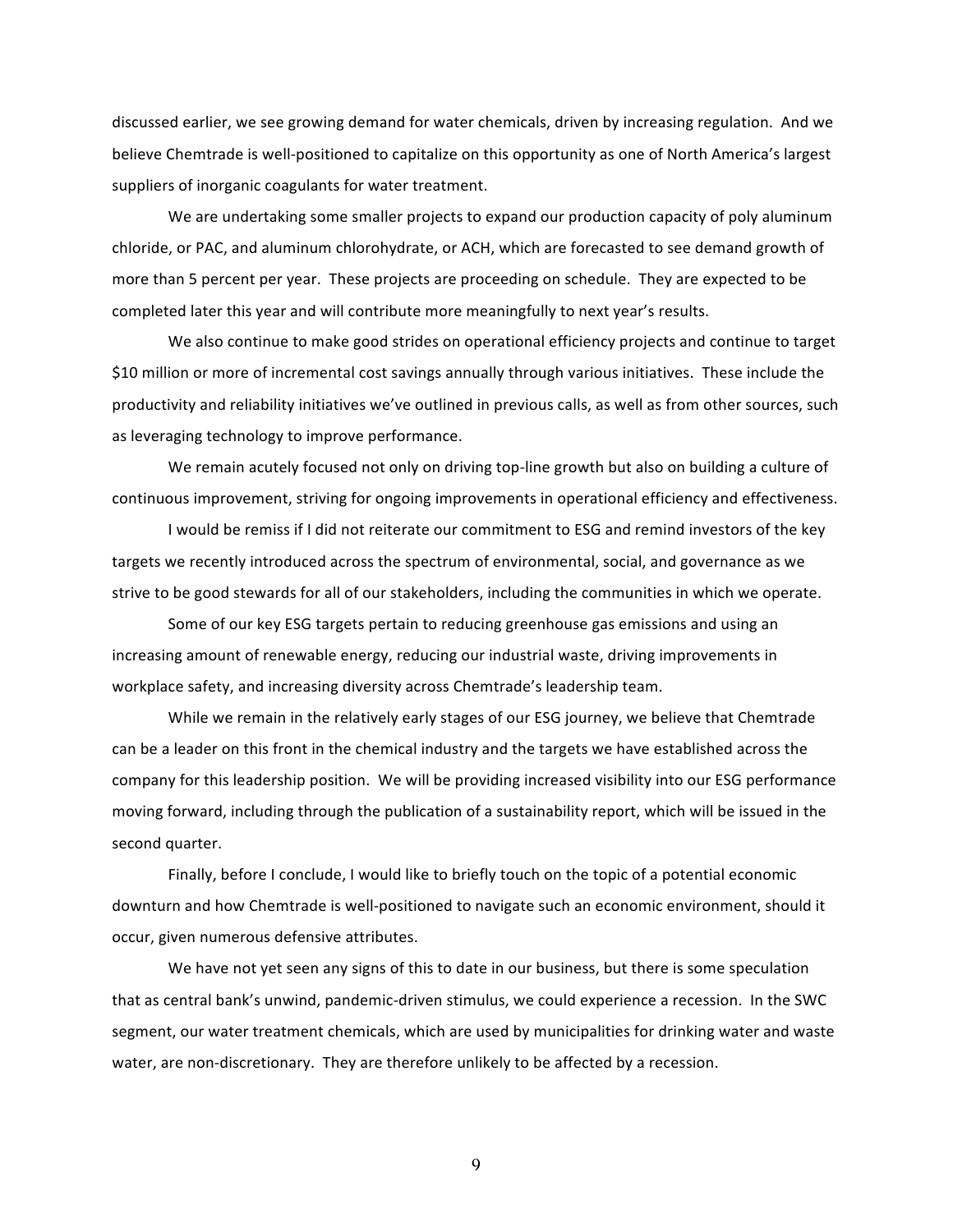discussed earlier, we see growing demand for water chemicals, driven by increasing regulation. And we believe Chemtrade is well-positioned to capitalize on this opportunity as one of North America's largest suppliers of inorganic coagulants for water treatment.

We are undertaking some smaller projects to expand our production capacity of poly aluminum chloride, or PAC, and aluminum chlorohydrate, or ACH, which are forecasted to see demand growth of more than 5 percent per year. These projects are proceeding on schedule. They are expected to be completed later this year and will contribute more meaningfully to next year's results.

We also continue to make good strides on operational efficiency projects and continue to target $10 million or more of incremental cost savings annually through various initiatives. These include the productivity and reliability initiatives we've outlined in previous calls, as well as from other sources, such as leveraging technology to improve performance.

We remain acutely focused not only on driving top-line growth but also on building a culture of continuous improvement, striving for ongoing improvements in operational efficiency and effectiveness.

I would be remiss if I did not reiterate our commitment to ESG and remind investors of the key targets we recently introduced across the spectrum of environmental, social, and governance as we strive to be good stewards for all of our stakeholders, including the communities in which we operate.

Some of our key ESG targets pertain to reducing greenhouse gas emissions and using an increasing amount of renewable energy, reducing our industrial waste, driving improvements in workplace safety, and increasing diversity across Chemtrade's leadership team.

While we remain in the relatively early stages of our ESG journey, we believe that Chemtrade can be a leader on this front in the chemical industry and the targets we have established across the company for this leadership position. We will be providing increased visibility into our ESG performance moving forward, including through the publication of a sustainability report, which will be issued in the second quarter.

Finally, before I conclude, I would like to briefly touch on the topic of a potential economic downturn and how Chemtrade is well-positioned to navigate such an economic environment, should it occur, given numerous defensive attributes.

We have not yet seen any signs of this to date in our business, but there is some speculation that as central bank's unwind, pandemic-driven stimulus, we could experience a recession. In the SWC segment, our water treatment chemicals, which are used by municipalities for drinking water and waste water, are non-discretionary. They are therefore unlikely to be affected by a recession.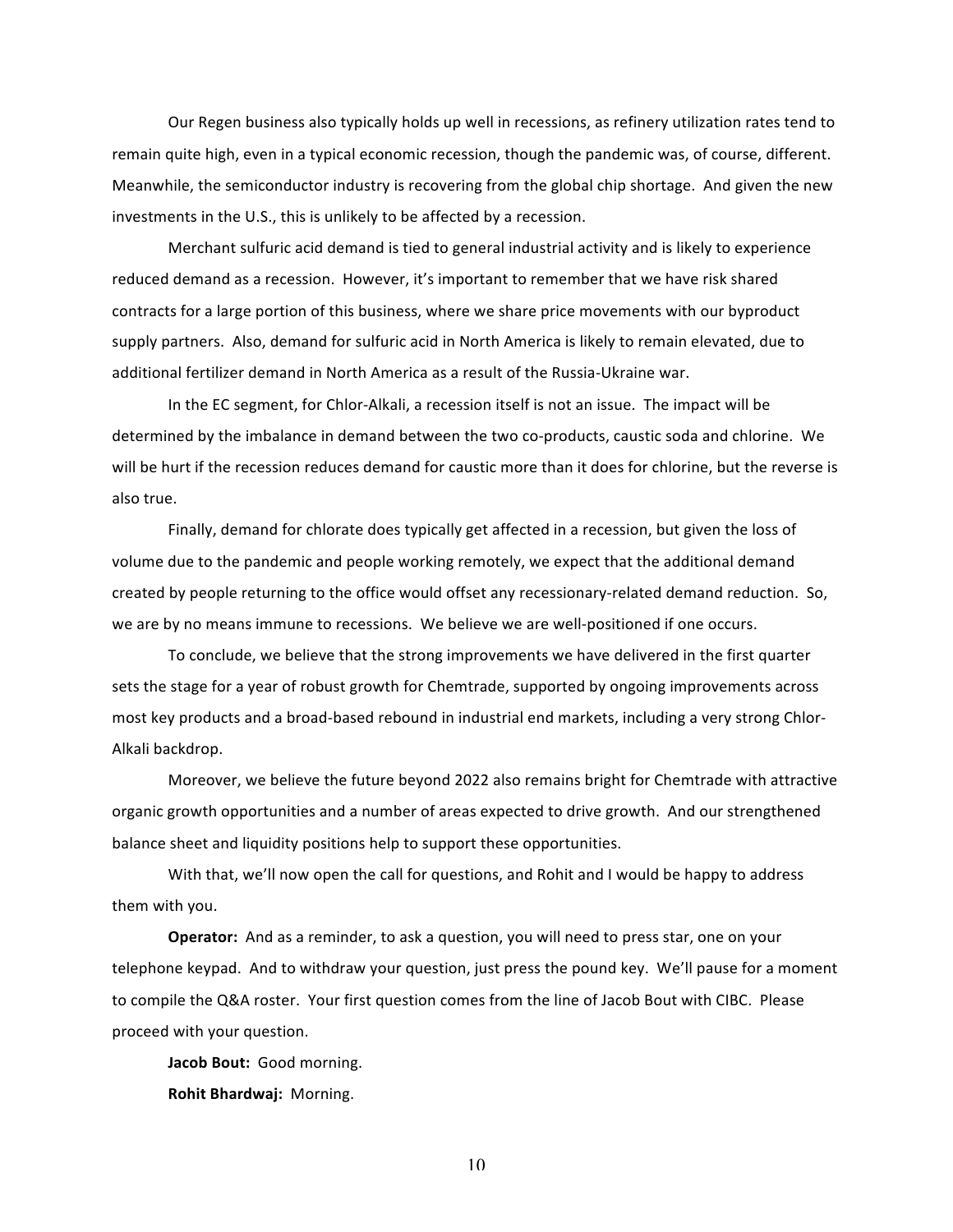Our Regen business also typically holds up well in recessions, as refinery utilization rates tend to remain quite high, even in a typical economic recession, though the pandemic was, of course, different. Meanwhile, the semiconductor industry is recovering from the global chip shortage. And given the new investments in the U.S., this is unlikely to be affected by a recession.

Merchant sulfuric acid demand is tied to general industrial activity and is likely to experience reduced demand as a recession. However, it's important to remember that we have risk shared contracts for a large portion of this business, where we share price movements with our byproduct supply partners. Also, demand for sulfuric acid in North America is likely to remain elevated, due to additional fertilizer demand in North America as a result of the Russia-Ukraine war.

In the EC segment, for Chlor-Alkali, a recession itself is not an issue. The impact will be determined by the imbalance in demand between the two co-products, caustic soda and chlorine. We will be hurt if the recession reduces demand for caustic more than it does for chlorine, but the reverse is also true.

Finally, demand for chlorate does typically get affected in a recession, but given the loss of volume due to the pandemic and people working remotely, we expect that the additional demand created by people returning to the office would offset any recessionary-related demand reduction. So, we are by no means immune to recessions. We believe we are well-positioned if one occurs.

To conclude, we believe that the strong improvements we have delivered in the first quarter sets the stage for a year of robust growth for Chemtrade, supported by ongoing improvements across most key products and a broad-based rebound in industrial end markets, including a very strong Chlor-Alkali backdrop.

Moreover, we believe the future beyond 2022 also remains bright for Chemtrade with attractive organic growth opportunities and a number of areas expected to drive growth. And our strengthened balance sheet and liquidity positions help to support these opportunities.

With that, we'll now open the call for questions, and Rohit and I would be happy to address them with you.

**Operator:** And as a reminder, to ask a question, you will need to press star, one on your telephone keypad. And to withdraw your question, just press the pound key. We'll pause for a moment to compile the Q&A roster. Your first question comes from the line of Jacob Bout with CIBC. Please proceed with your question.

**Jacob Bout:** Good morning.

**Rohit Bhardwaj:** Morning.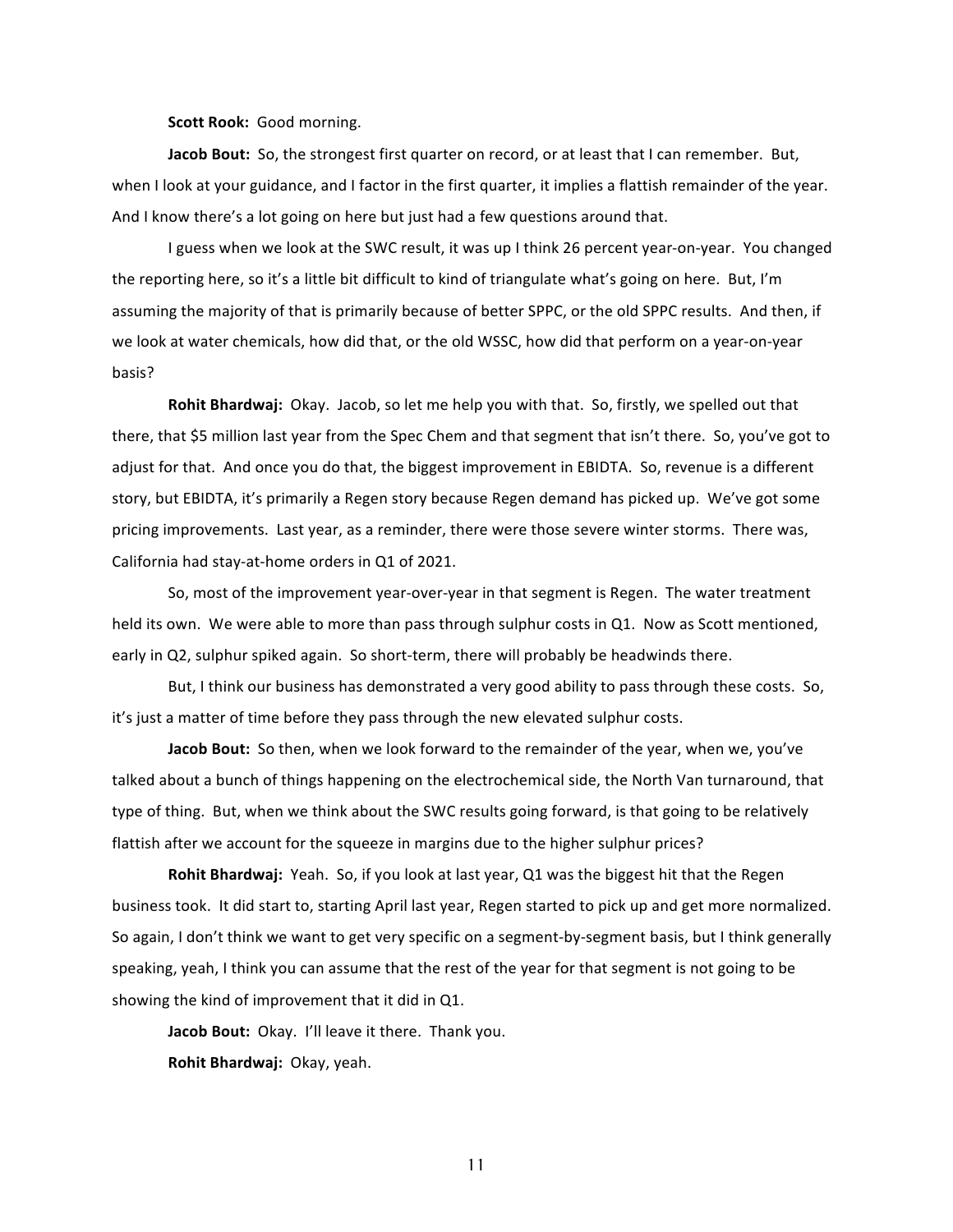**Scott Rook:** Good morning.

**Jacob Bout:** So, the strongest first quarter on record, or at least that I can remember. But, when I look at your guidance, and I factor in the first quarter, it implies a flattish remainder of the year. And I know there's a lot going on here but just had a few questions around that.

I guess when we look at the SWC result, it was up I think 26 percent year-on-year. You changed the reporting here, so it's a little bit difficult to kind of triangulate what's going on here. But, I'm assuming the majority of that is primarily because of better SPPC, or the old SPPC results. And then, if we look at water chemicals, how did that, or the old WSSC, how did that perform on a year-on-year basis?

**Rohit Bhardwaj:** Okay. Jacob, so let me help you with that. So, firstly, we spelled out that there, that $5 million last year from the Spec Chem and that segment that isn't there. So, you've got to adjust for that. And once you do that, the biggest improvement in EBIDTA. So, revenue is a different story, but EBIDTA, it's primarily a Regen story because Regen demand has picked up. We've got some pricing improvements. Last year, as a reminder, there were those severe winter storms. There was, California had stay-at-home orders in Q1 of 2021.

So, most of the improvement year-over-year in that segment is Regen. The water treatment held its own. We were able to more than pass through sulphur costs in Q1. Now as Scott mentioned, early in Q2, sulphur spiked again. So short-term, there will probably be headwinds there.

But, I think our business has demonstrated a very good ability to pass through these costs. So, it's just a matter of time before they pass through the new elevated sulphur costs.

**Jacob Bout:** So then, when we look forward to the remainder of the year, when we, you've talked about a bunch of things happening on the electrochemical side, the North Van turnaround, that type of thing. But, when we think about the SWC results going forward, is that going to be relatively flattish after we account for the squeeze in margins due to the higher sulphur prices?

**Rohit Bhardwaj:** Yeah. So, if you look at last year, Q1 was the biggest hit that the Regen business took. It did start to, starting April last year, Regen started to pick up and get more normalized. So again, I don't think we want to get very specific on a segment-by-segment basis, but I think generally speaking, yeah, I think you can assume that the rest of the year for that segment is not going to be showing the kind of improvement that it did in Q1.

**Jacob Bout:** Okay. I'll leave it there. Thank you.

**Rohit Bhardwaj:** Okay, yeah.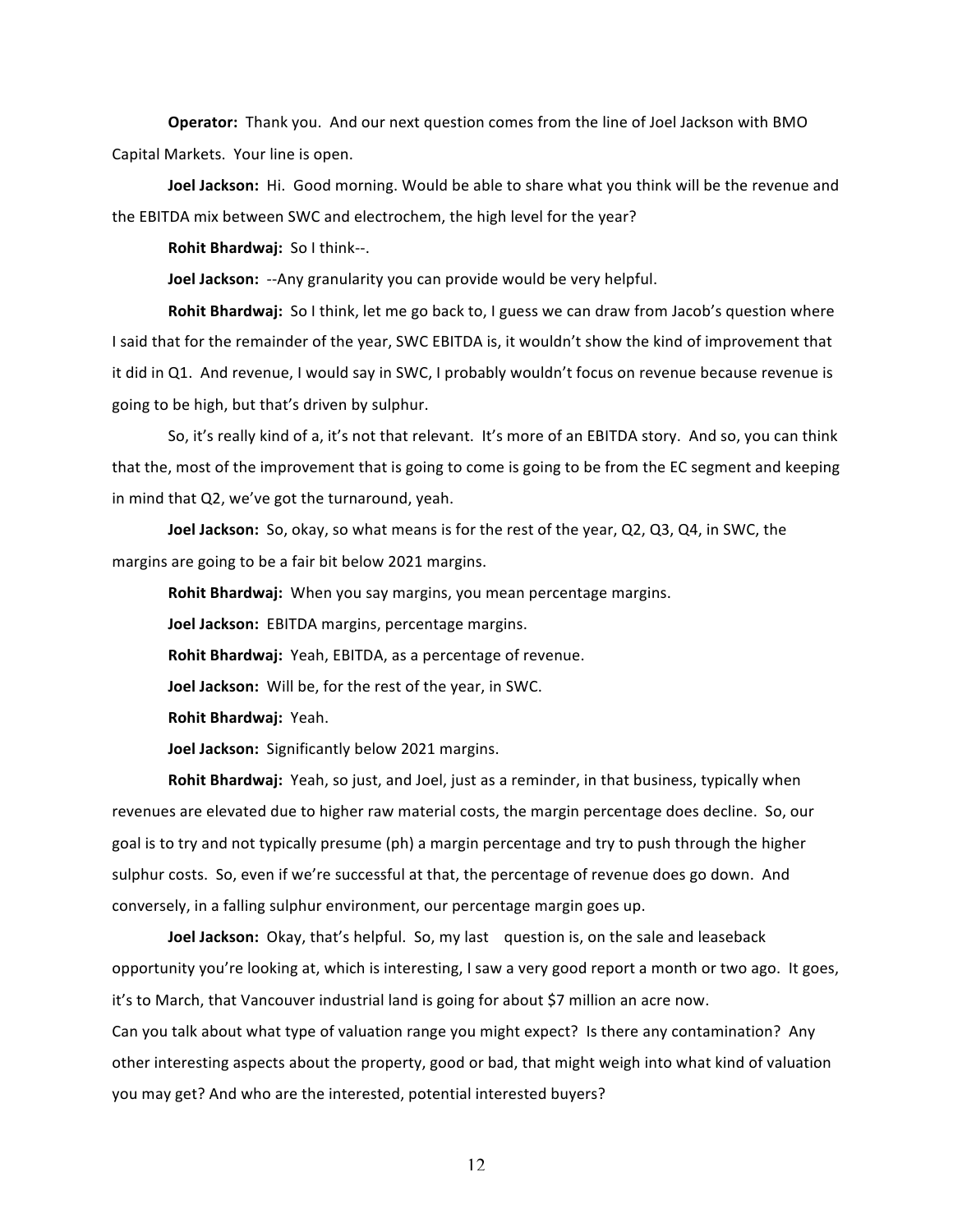**Operator:** Thank you. And our next question comes from the line of Joel Jackson with BMO Capital Markets. Your line is open.

**Joel Jackson:** Hi. Good morning. Would be able to share what you think will be the revenue and the EBITDA mix between SWC and electrochem, the high level for the year?

**Rohit Bhardwaj:** So I think--.

**Joel Jackson:** --Any granularity you can provide would be very helpful.

**Rohit Bhardwaj:** So I think, let me go back to, I guess we can draw from Jacob's question where I said that for the remainder of the year, SWC EBITDA is, it wouldn't show the kind of improvement that it did in Q1. And revenue, I would say in SWC, I probably wouldn't focus on revenue because revenue is going to be high, but that's driven by sulphur.

So, it's really kind of a, it's not that relevant. It's more of an EBITDA story. And so, you can think that the, most of the improvement that is going to come is going to be from the EC segment and keeping in mind that Q2, we've got the turnaround, yeah.

**Joel Jackson:** So, okay, so what means is for the rest of the year, Q2, Q3, Q4, in SWC, the margins are going to be a fair bit below 2021 margins.

**Rohit Bhardwaj:** When you say margins, you mean percentage margins.

**Joel Jackson:** EBITDA margins, percentage margins.

**Rohit Bhardwaj:** Yeah, EBITDA, as a percentage of revenue.

**Joel Jackson:** Will be, for the rest of the year, in SWC.

**Rohit Bhardwaj:** Yeah.

**Joel Jackson:** Significantly below 2021 margins.

**Rohit Bhardwaj:** Yeah, so just, and Joel, just as a reminder, in that business, typically when revenues are elevated due to higher raw material costs, the margin percentage does decline. So, our goal is to try and not typically presume (ph) a margin percentage and try to push through the higher sulphur costs. So, even if we're successful at that, the percentage of revenue does go down. And conversely, in a falling sulphur environment, our percentage margin goes up.

**Joel Jackson:** Okay, that's helpful. So, my last question is, on the sale and leaseback opportunity you're looking at, which is interesting, I saw a very good report a month or two ago. It goes, it's to March, that Vancouver industrial land is going for about $7 million an acre now.
Can you talk about what type of valuation range you might expect? Is there any contamination? Any other interesting aspects about the property, good or bad, that might weigh into what kind of valuation you may get? And who are the interested, potential interested buyers?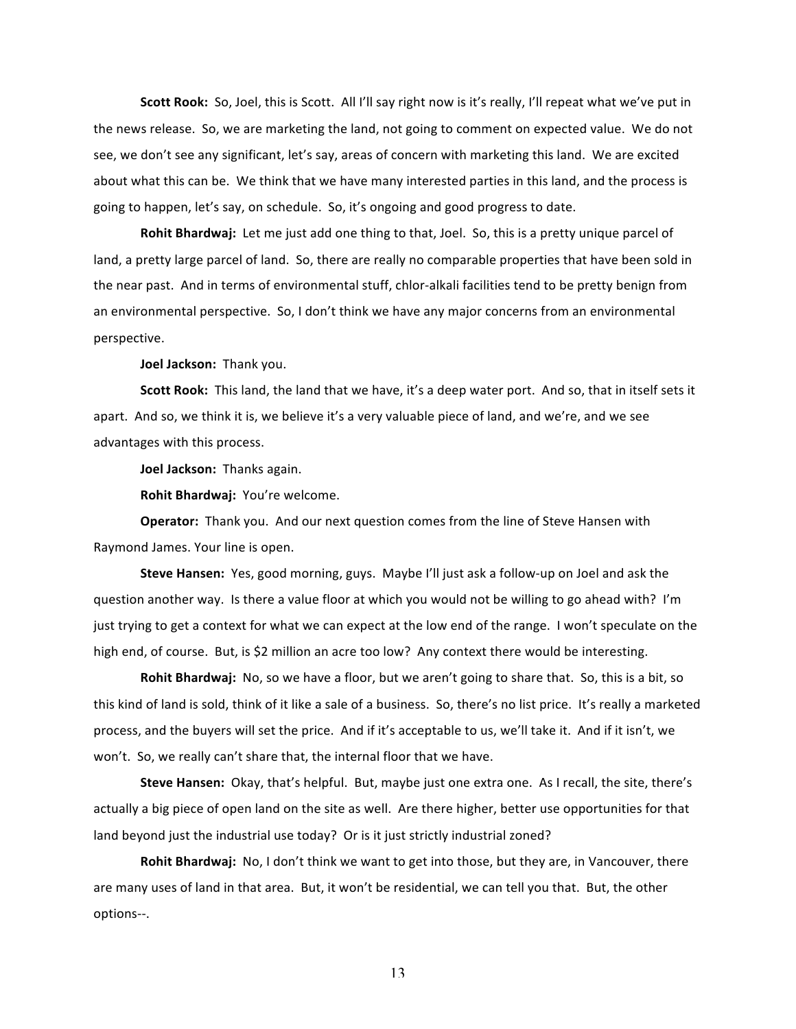**Scott Rook:** So, Joel, this is Scott. All I'll say right now is it's really, I'll repeat what we've put in the news release. So, we are marketing the land, not going to comment on expected value. We do not see, we don't see any significant, let's say, areas of concern with marketing this land. We are excited about what this can be. We think that we have many interested parties in this land, and the process is going to happen, let's say, on schedule. So, it's ongoing and good progress to date.

**Rohit Bhardwaj:** Let me just add one thing to that, Joel. So, this is a pretty unique parcel of land, a pretty large parcel of land. So, there are really no comparable properties that have been sold in the near past. And in terms of environmental stuff, chlor-alkali facilities tend to be pretty benign from an environmental perspective. So, I don't think we have any major concerns from an environmental perspective.

**Joel Jackson:** Thank you.

**Scott Rook:** This land, the land that we have, it's a deep water port. And so, that in itself sets it apart. And so, we think it is, we believe it's a very valuable piece of land, and we're, and we see advantages with this process.

**Joel Jackson:** Thanks again.

**Rohit Bhardwaj:** You're welcome.

**Operator:** Thank you. And our next question comes from the line of Steve Hansen with Raymond James. Your line is open.

**Steve Hansen:** Yes, good morning, guys. Maybe I'll just ask a follow-up on Joel and ask the question another way. Is there a value floor at which you would not be willing to go ahead with? I'm just trying to get a context for what we can expect at the low end of the range. I won't speculate on the high end, of course. But, is $2 million an acre too low? Any context there would be interesting.

**Rohit Bhardwaj:** No, so we have a floor, but we aren't going to share that. So, this is a bit, so this kind of land is sold, think of it like a sale of a business. So, there's no list price. It's really a marketed process, and the buyers will set the price. And if it's acceptable to us, we'll take it. And if it isn't, we won't. So, we really can't share that, the internal floor that we have.

**Steve Hansen:** Okay, that's helpful. But, maybe just one extra one. As I recall, the site, there's actually a big piece of open land on the site as well. Are there higher, better use opportunities for that land beyond just the industrial use today? Or is it just strictly industrial zoned?

**Rohit Bhardwaj:** No, I don't think we want to get into those, but they are, in Vancouver, there are many uses of land in that area. But, it won't be residential, we can tell you that. But, the other options--.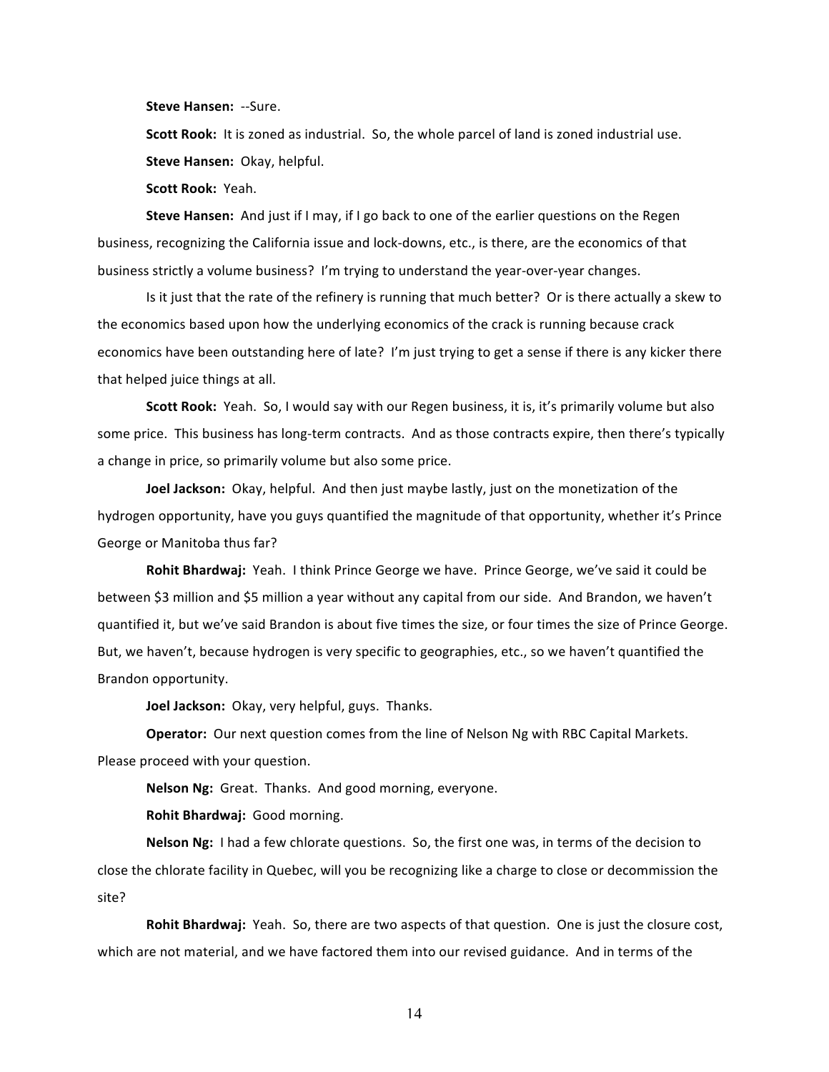**Steve Hansen:** --Sure.

**Scott Rook:** It is zoned as industrial. So, the whole parcel of land is zoned industrial use.

**Steve Hansen:** Okay, helpful.

**Scott Rook:** Yeah.

**Steve Hansen:** And just if I may, if I go back to one of the earlier questions on the Regen business, recognizing the California issue and lock-downs, etc., is there, are the economics of that business strictly a volume business? I'm trying to understand the year-over-year changes.

Is it just that the rate of the refinery is running that much better? Or is there actually a skew to the economics based upon how the underlying economics of the crack is running because crack economics have been outstanding here of late? I'm just trying to get a sense if there is any kicker there that helped juice things at all.

**Scott Rook:** Yeah. So, I would say with our Regen business, it is, it's primarily volume but also some price. This business has long-term contracts. And as those contracts expire, then there's typically a change in price, so primarily volume but also some price.

**Joel Jackson:** Okay, helpful. And then just maybe lastly, just on the monetization of the hydrogen opportunity, have you guys quantified the magnitude of that opportunity, whether it's Prince George or Manitoba thus far?

**Rohit Bhardwaj:** Yeah. I think Prince George we have. Prince George, we've said it could be between $3 million and $5 million a year without any capital from our side. And Brandon, we haven't quantified it, but we've said Brandon is about five times the size, or four times the size of Prince George. But, we haven't, because hydrogen is very specific to geographies, etc., so we haven't quantified the Brandon opportunity.

**Joel Jackson:** Okay, very helpful, guys. Thanks.

**Operator:** Our next question comes from the line of Nelson Ng with RBC Capital Markets. Please proceed with your question.

**Nelson Ng:** Great. Thanks. And good morning, everyone.

**Rohit Bhardwaj:** Good morning.

**Nelson Ng:** I had a few chlorate questions. So, the first one was, in terms of the decision to close the chlorate facility in Quebec, will you be recognizing like a charge to close or decommission the site?

**Rohit Bhardwaj:** Yeah. So, there are two aspects of that question. One is just the closure cost, which are not material, and we have factored them into our revised guidance. And in terms of the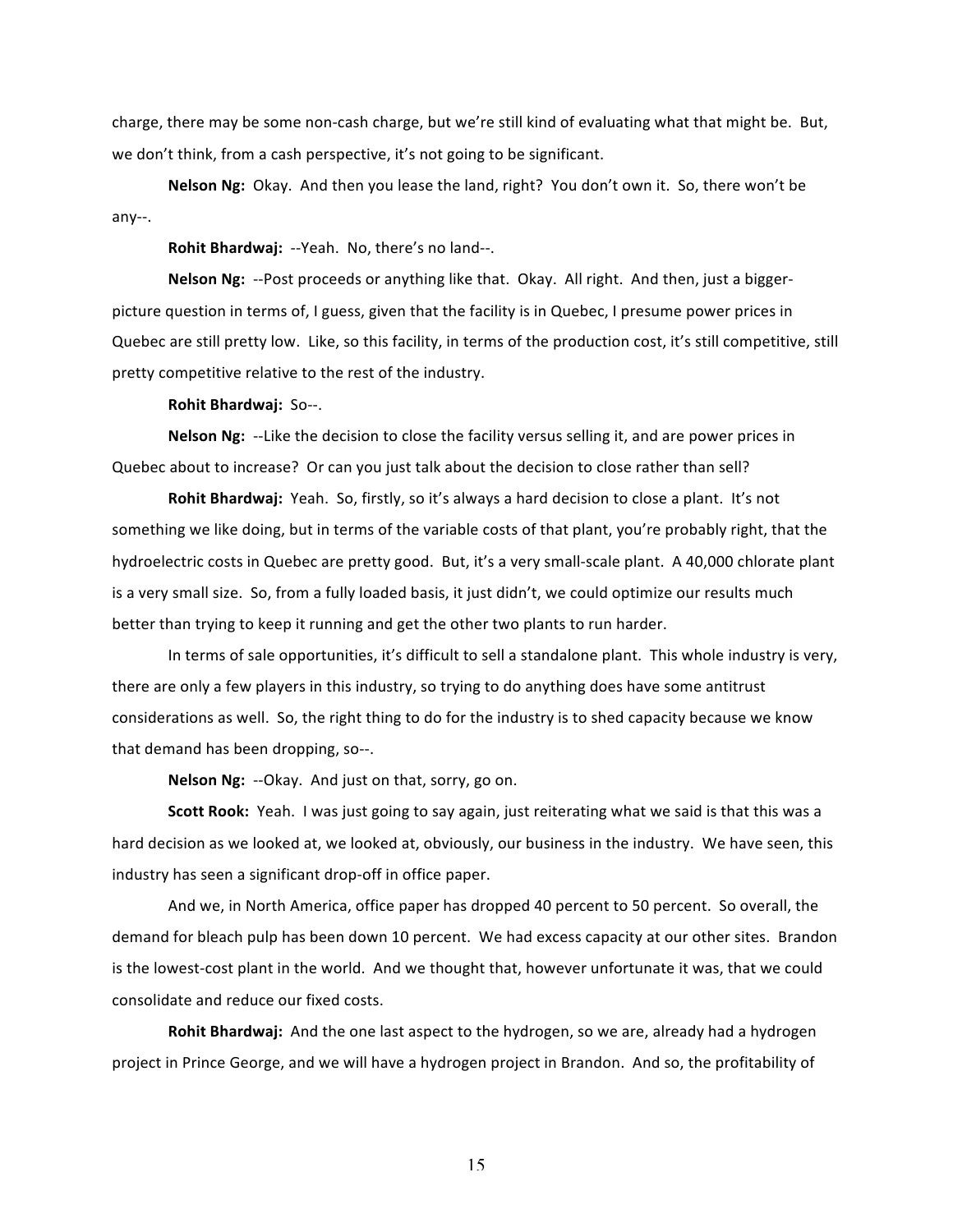charge, there may be some non-cash charge, but we're still kind of evaluating what that might be. But, we don't think, from a cash perspective, it's not going to be significant.

**Nelson Ng:** Okay. And then you lease the land, right? You don't own it. So, there won't be any--.

**Rohit Bhardwaj:** --Yeah. No, there's no land--.

**Nelson Ng:** --Post proceeds or anything like that. Okay. All right. And then, just a bigger-picture question in terms of, I guess, given that the facility is in Quebec, I presume power prices in Quebec are still pretty low. Like, so this facility, in terms of the production cost, it's still competitive, still pretty competitive relative to the rest of the industry.

**Rohit Bhardwaj:** So--.

**Nelson Ng:** --Like the decision to close the facility versus selling it, and are power prices in Quebec about to increase? Or can you just talk about the decision to close rather than sell?

**Rohit Bhardwaj:** Yeah. So, firstly, so it's always a hard decision to close a plant. It's not something we like doing, but in terms of the variable costs of that plant, you're probably right, that the hydroelectric costs in Quebec are pretty good. But, it's a very small-scale plant. A 40,000 chlorate plant is a very small size. So, from a fully loaded basis, it just didn't, we could optimize our results much better than trying to keep it running and get the other two plants to run harder.

In terms of sale opportunities, it's difficult to sell a standalone plant. This whole industry is very, there are only a few players in this industry, so trying to do anything does have some antitrust considerations as well. So, the right thing to do for the industry is to shed capacity because we know that demand has been dropping, so--.

**Nelson Ng:** --Okay. And just on that, sorry, go on.

**Scott Rook:** Yeah. I was just going to say again, just reiterating what we said is that this was a hard decision as we looked at, we looked at, obviously, our business in the industry. We have seen, this industry has seen a significant drop-off in office paper.

And we, in North America, office paper has dropped 40 percent to 50 percent. So overall, the demand for bleach pulp has been down 10 percent. We had excess capacity at our other sites. Brandon is the lowest-cost plant in the world. And we thought that, however unfortunate it was, that we could consolidate and reduce our fixed costs.

**Rohit Bhardwaj:** And the one last aspect to the hydrogen, so we are, already had a hydrogen project in Prince George, and we will have a hydrogen project in Brandon. And so, the profitability of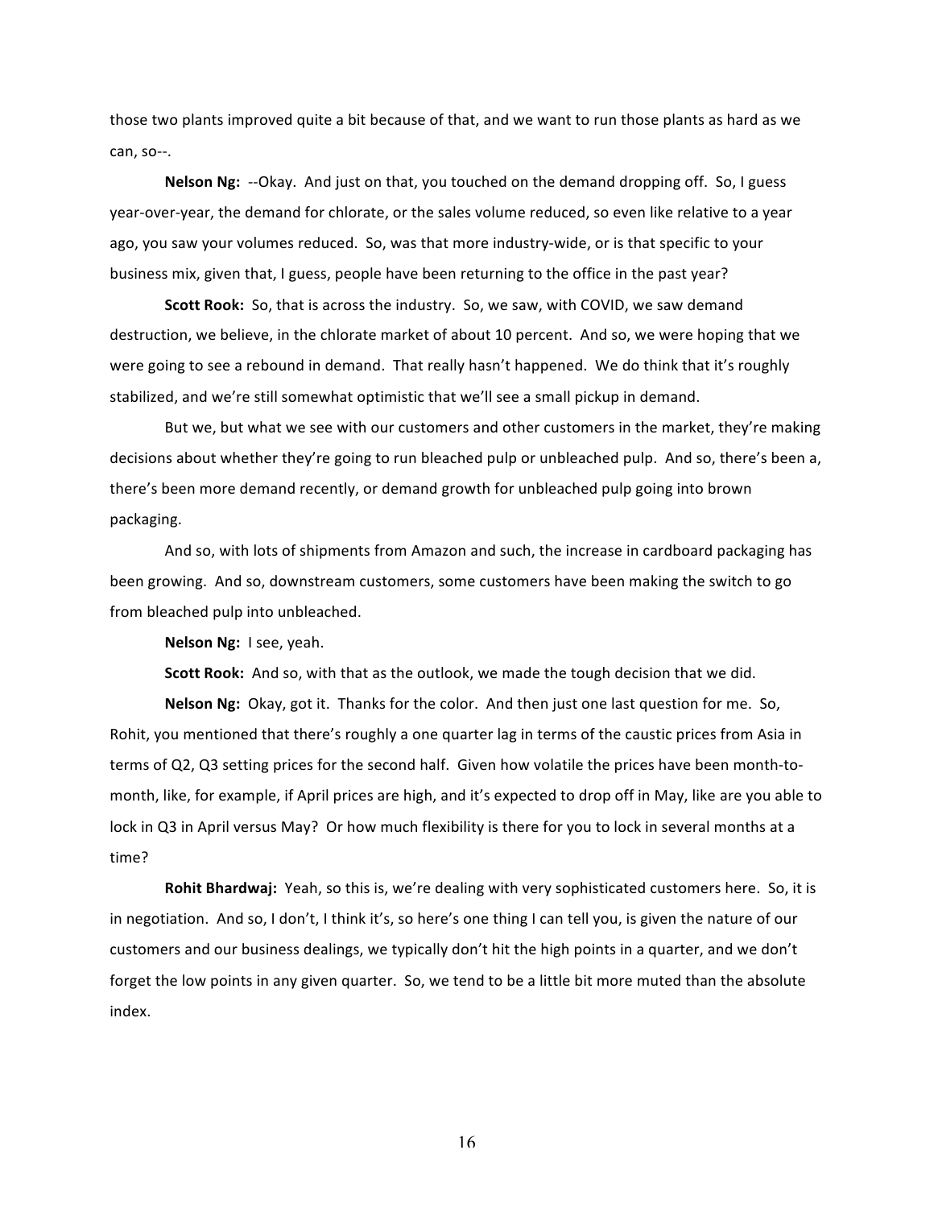those two plants improved quite a bit because of that, and we want to run those plants as hard as we can, so--.

**Nelson Ng:** --Okay. And just on that, you touched on the demand dropping off. So, I guess year-over-year, the demand for chlorate, or the sales volume reduced, so even like relative to a year ago, you saw your volumes reduced. So, was that more industry-wide, or is that specific to your business mix, given that, I guess, people have been returning to the office in the past year?

**Scott Rook:** So, that is across the industry. So, we saw, with COVID, we saw demand destruction, we believe, in the chlorate market of about 10 percent. And so, we were hoping that we were going to see a rebound in demand. That really hasn't happened. We do think that it's roughly stabilized, and we're still somewhat optimistic that we'll see a small pickup in demand.

But we, but what we see with our customers and other customers in the market, they're making decisions about whether they're going to run bleached pulp or unbleached pulp. And so, there's been a, there's been more demand recently, or demand growth for unbleached pulp going into brown packaging.

And so, with lots of shipments from Amazon and such, the increase in cardboard packaging has been growing. And so, downstream customers, some customers have been making the switch to go from bleached pulp into unbleached.

**Nelson Ng:** I see, yeah.

**Scott Rook:** And so, with that as the outlook, we made the tough decision that we did.

**Nelson Ng:** Okay, got it. Thanks for the color. And then just one last question for me. So, Rohit, you mentioned that there's roughly a one quarter lag in terms of the caustic prices from Asia in terms of Q2, Q3 setting prices for the second half. Given how volatile the prices have been month-to-month, like, for example, if April prices are high, and it's expected to drop off in May, like are you able to lock in Q3 in April versus May? Or how much flexibility is there for you to lock in several months at a time?

**Rohit Bhardwaj:** Yeah, so this is, we're dealing with very sophisticated customers here. So, it is in negotiation. And so, I don't, I think it's, so here's one thing I can tell you, is given the nature of our customers and our business dealings, we typically don't hit the high points in a quarter, and we don't forget the low points in any given quarter. So, we tend to be a little bit more muted than the absolute index.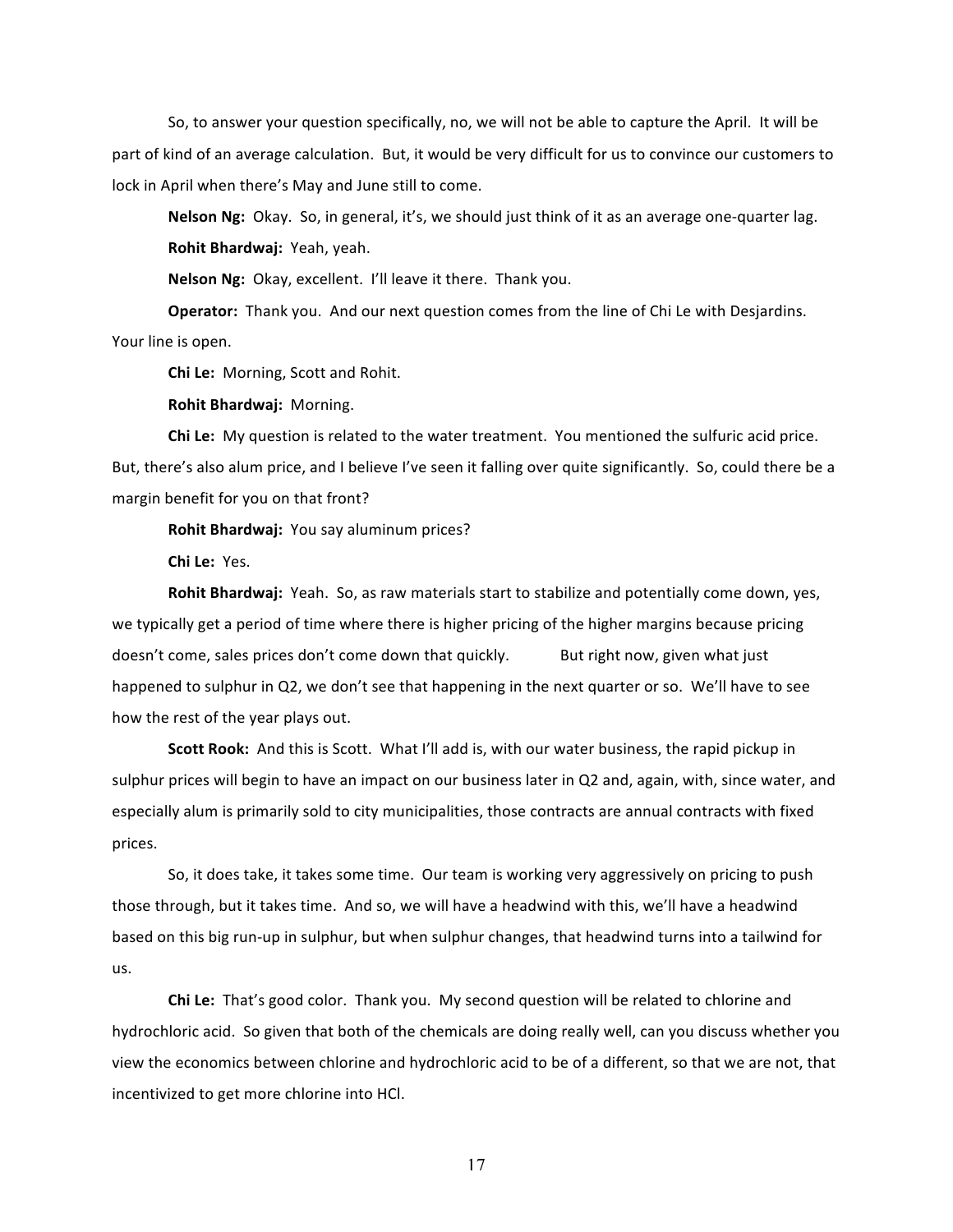So, to answer your question specifically, no, we will not be able to capture the April. It will be part of kind of an average calculation. But, it would be very difficult for us to convince our customers to lock in April when there's May and June still to come.

**Nelson Ng:** Okay. So, in general, it's, we should just think of it as an average one-quarter lag.

**Rohit Bhardwaj:** Yeah, yeah.

**Nelson Ng:** Okay, excellent. I'll leave it there. Thank you.

**Operator:** Thank you. And our next question comes from the line of Chi Le with Desjardins. Your line is open.

**Chi Le:** Morning, Scott and Rohit.

**Rohit Bhardwaj:** Morning.

**Chi Le:** My question is related to the water treatment. You mentioned the sulfuric acid price. But, there's also alum price, and I believe I've seen it falling over quite significantly. So, could there be a margin benefit for you on that front?

**Rohit Bhardwaj:** You say aluminum prices?

**Chi Le:** Yes.

**Rohit Bhardwaj:** Yeah. So, as raw materials start to stabilize and potentially come down, yes, we typically get a period of time where there is higher pricing of the higher margins because pricing doesn't come, sales prices don't come down that quickly. But right now, given what just happened to sulphur in Q2, we don't see that happening in the next quarter or so. We'll have to see how the rest of the year plays out.

**Scott Rook:** And this is Scott. What I'll add is, with our water business, the rapid pickup in sulphur prices will begin to have an impact on our business later in Q2 and, again, with, since water, and especially alum is primarily sold to city municipalities, those contracts are annual contracts with fixed prices.

So, it does take, it takes some time. Our team is working very aggressively on pricing to push those through, but it takes time. And so, we will have a headwind with this, we'll have a headwind based on this big run-up in sulphur, but when sulphur changes, that headwind turns into a tailwind for us.

**Chi Le:** That's good color. Thank you. My second question will be related to chlorine and hydrochloric acid. So given that both of the chemicals are doing really well, can you discuss whether you view the economics between chlorine and hydrochloric acid to be of a different, so that we are not, that incentivized to get more chlorine into HCl.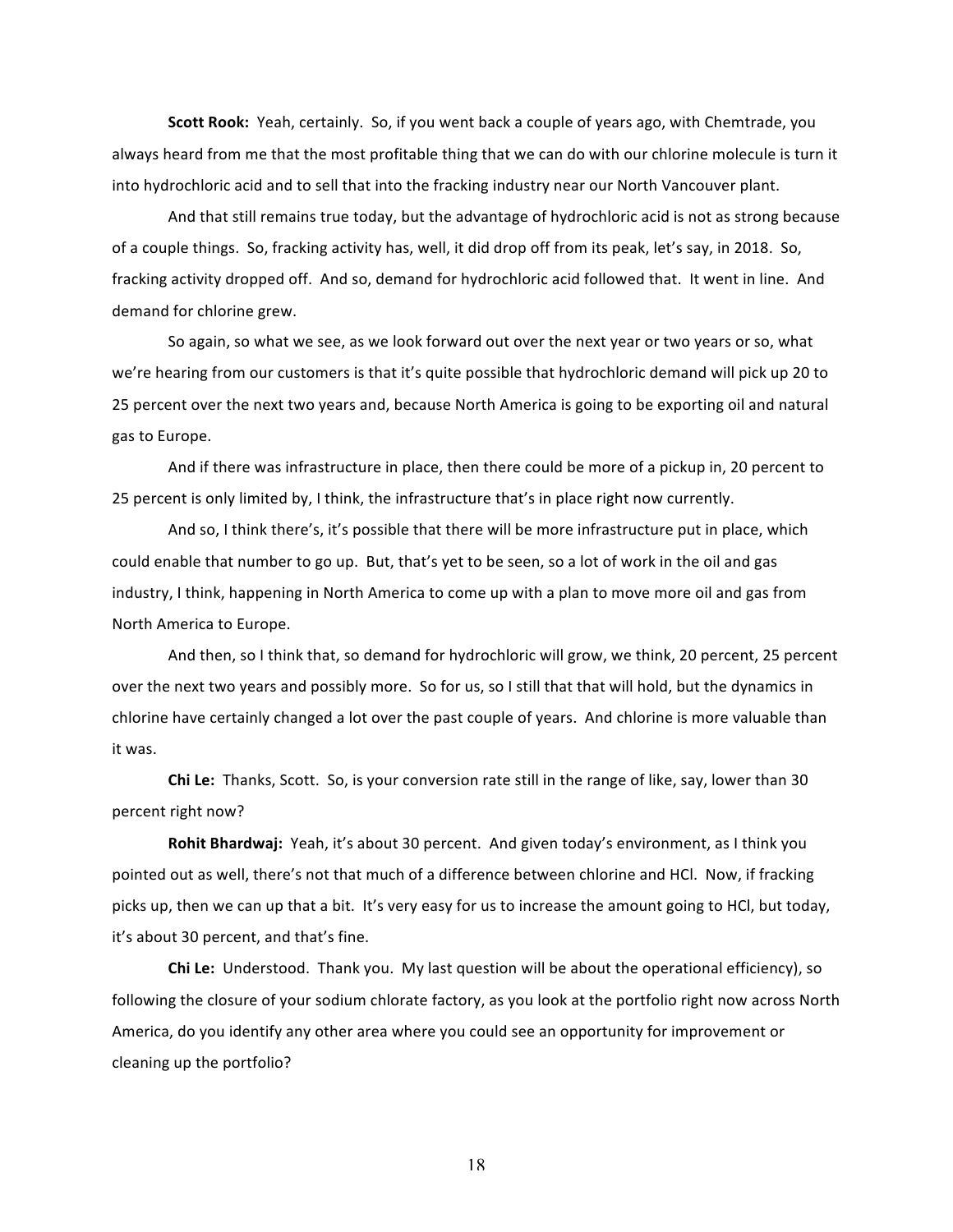**Scott Rook:** Yeah, certainly. So, if you went back a couple of years ago, with Chemtrade, you always heard from me that the most profitable thing that we can do with our chlorine molecule is turn it into hydrochloric acid and to sell that into the fracking industry near our North Vancouver plant.

And that still remains true today, but the advantage of hydrochloric acid is not as strong because of a couple things. So, fracking activity has, well, it did drop off from its peak, let's say, in 2018. So, fracking activity dropped off. And so, demand for hydrochloric acid followed that. It went in line. And demand for chlorine grew.

So again, so what we see, as we look forward out over the next year or two years or so, what we're hearing from our customers is that it's quite possible that hydrochloric demand will pick up 20 to 25 percent over the next two years and, because North America is going to be exporting oil and natural gas to Europe.

And if there was infrastructure in place, then there could be more of a pickup in, 20 percent to 25 percent is only limited by, I think, the infrastructure that's in place right now currently.

And so, I think there's, it's possible that there will be more infrastructure put in place, which could enable that number to go up. But, that's yet to be seen, so a lot of work in the oil and gas industry, I think, happening in North America to come up with a plan to move more oil and gas from North America to Europe.

And then, so I think that, so demand for hydrochloric will grow, we think, 20 percent, 25 percent over the next two years and possibly more. So for us, so I still that that will hold, but the dynamics in chlorine have certainly changed a lot over the past couple of years. And chlorine is more valuable than it was.

**Chi Le:** Thanks, Scott. So, is your conversion rate still in the range of like, say, lower than 30 percent right now?

**Rohit Bhardwaj:** Yeah, it's about 30 percent. And given today's environment, as I think you pointed out as well, there's not that much of a difference between chlorine and HCl. Now, if fracking picks up, then we can up that a bit. It's very easy for us to increase the amount going to HCl, but today, it's about 30 percent, and that's fine.

**Chi Le:** Understood. Thank you. My last question will be about the operational efficiency), so following the closure of your sodium chlorate factory, as you look at the portfolio right now across North America, do you identify any other area where you could see an opportunity for improvement or cleaning up the portfolio?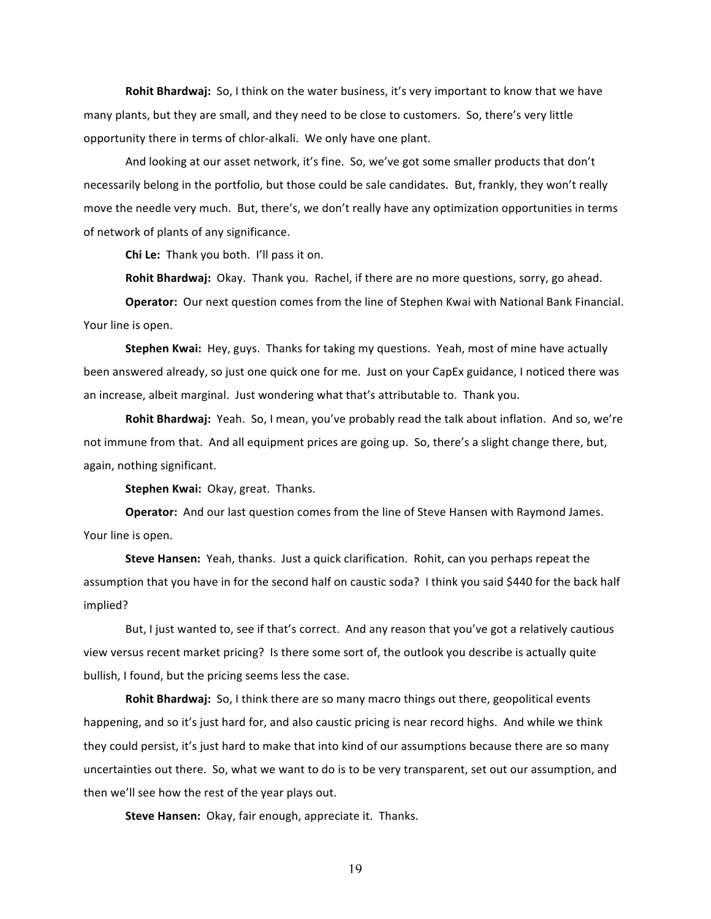**Rohit Bhardwaj:** So, I think on the water business, it's very important to know that we have many plants, but they are small, and they need to be close to customers. So, there's very little opportunity there in terms of chlor-alkali. We only have one plant.

And looking at our asset network, it's fine. So, we've got some smaller products that don't necessarily belong in the portfolio, but those could be sale candidates. But, frankly, they won't really move the needle very much. But, there's, we don't really have any optimization opportunities in terms of network of plants of any significance.

**Chi Le:** Thank you both. I'll pass it on.

**Rohit Bhardwaj:** Okay. Thank you. Rachel, if there are no more questions, sorry, go ahead.

**Operator:** Our next question comes from the line of Stephen Kwai with National Bank Financial. Your line is open.

**Stephen Kwai:** Hey, guys. Thanks for taking my questions. Yeah, most of mine have actually been answered already, so just one quick one for me. Just on your CapEx guidance, I noticed there was an increase, albeit marginal. Just wondering what that's attributable to. Thank you.

**Rohit Bhardwaj:** Yeah. So, I mean, you've probably read the talk about inflation. And so, we're not immune from that. And all equipment prices are going up. So, there's a slight change there, but, again, nothing significant.

**Stephen Kwai:** Okay, great. Thanks.

**Operator:** And our last question comes from the line of Steve Hansen with Raymond James. Your line is open.

**Steve Hansen:** Yeah, thanks. Just a quick clarification. Rohit, can you perhaps repeat the assumption that you have in for the second half on caustic soda? I think you said $440 for the back half implied?

But, I just wanted to, see if that's correct. And any reason that you've got a relatively cautious view versus recent market pricing? Is there some sort of, the outlook you describe is actually quite bullish, I found, but the pricing seems less the case.

**Rohit Bhardwaj:** So, I think there are so many macro things out there, geopolitical events happening, and so it's just hard for, and also caustic pricing is near record highs. And while we think they could persist, it's just hard to make that into kind of our assumptions because there are so many uncertainties out there. So, what we want to do is to be very transparent, set out our assumption, and then we'll see how the rest of the year plays out.

**Steve Hansen:** Okay, fair enough, appreciate it. Thanks.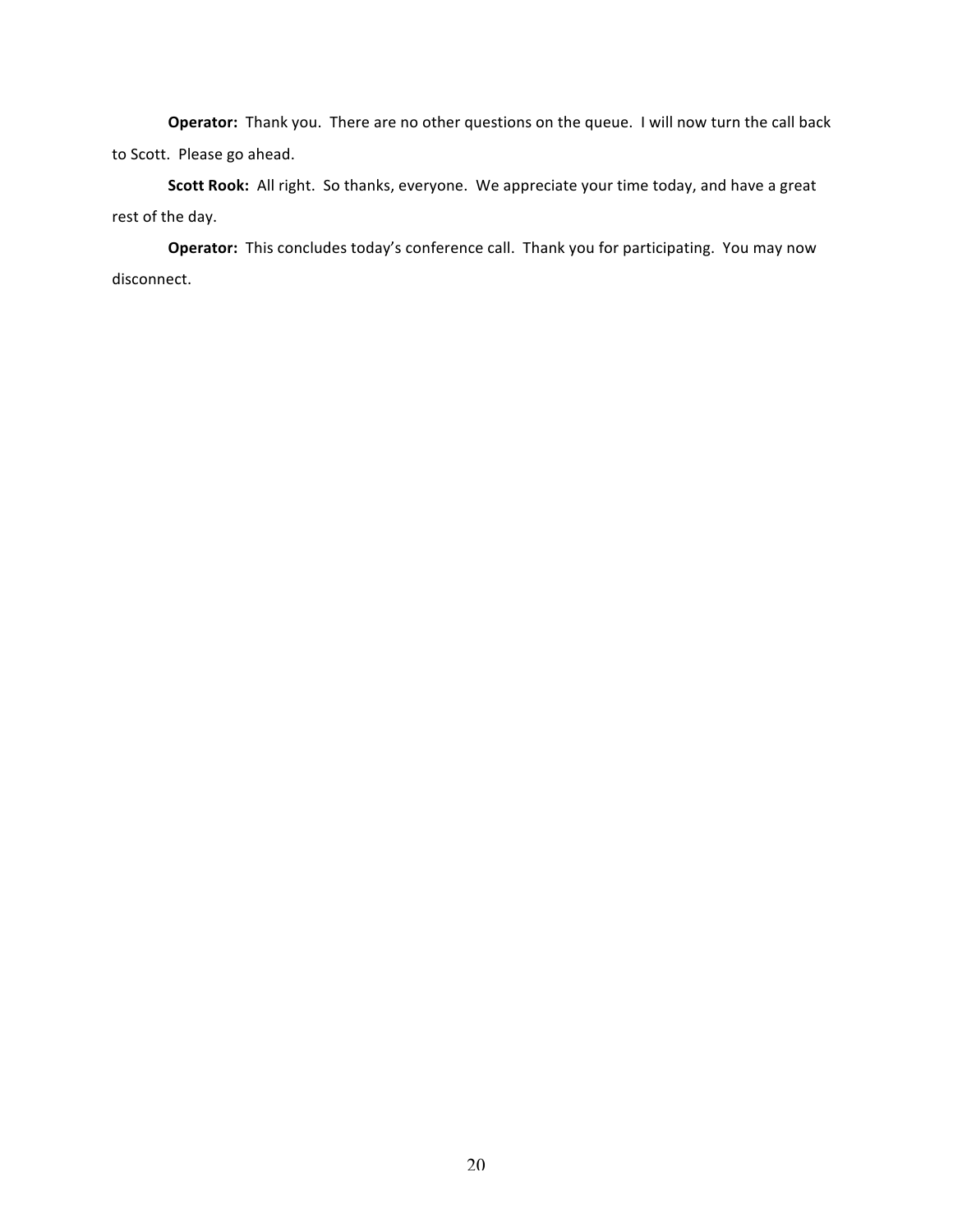**Operator:** Thank you. There are no other questions on the queue. I will now turn the call back to Scott. Please go ahead.

**Scott Rook:** All right. So thanks, everyone. We appreciate your time today, and have a great rest of the day.

**Operator:** This concludes today's conference call. Thank you for participating. You may now disconnect.